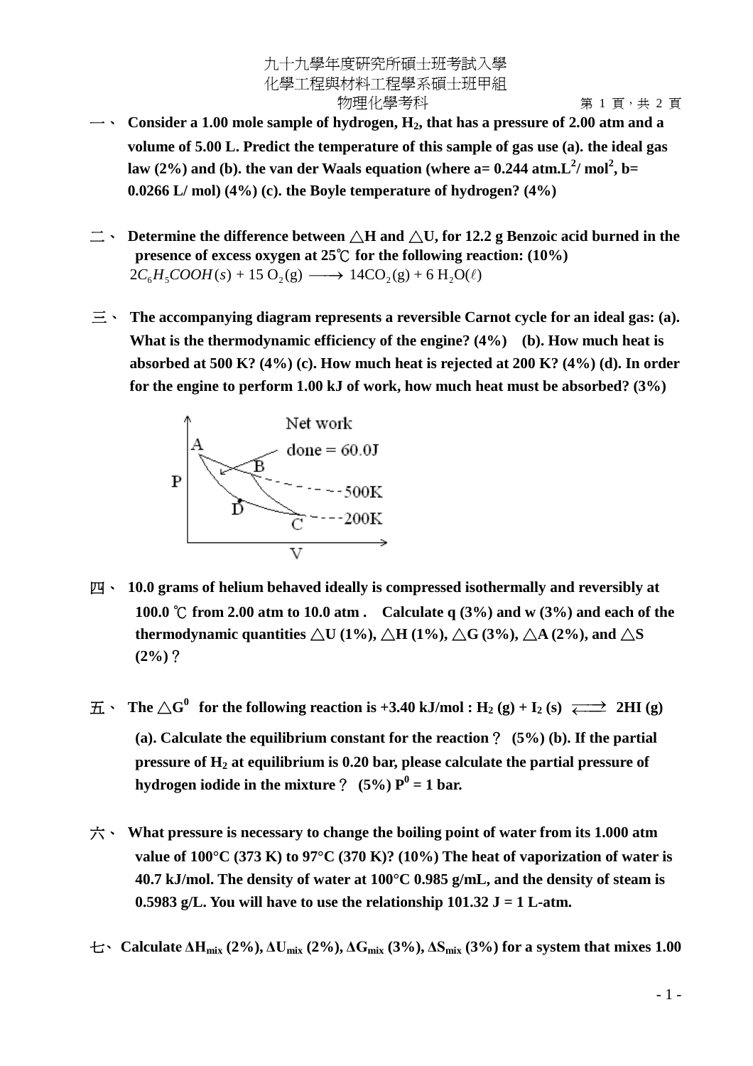九十九學年度研究所碩士班考試入學
化學工程與材料工程學系碩士班甲組
物理化學考科

一、 **Consider a 1.00 mole sample of hydrogen, $H_2$, that has a pressure of 2.00 atm and a volume of 5.00 L. Predict the temperature of this sample of gas use (a). the ideal gas law (2%) and (b). the van der Waals equation (where a= 0.244 atm.$L^2$/ $mol^2$, b= 0.0266 L/ mol) (4%) (c). the Boyle temperature of hydrogen? (4%)**

二、 **Determine the difference between △H and △U, for 12.2 g Benzoic acid burned in the presence of excess oxygen at 25℃ for the following reaction: (10%)**

$$2C_6H_5COOH(s) + 15\,O_2(g) \longrightarrow 14CO_2(g) + 6\,H_2O(\ell)$$

三、 **The accompanying diagram represents a reversible Carnot cycle for an ideal gas: (a). What is the thermodynamic efficiency of the engine? (4%) (b). How much heat is absorbed at 500 K? (4%) (c). How much heat is rejected at 200 K? (4%) (d). In order for the engine to perform 1.00 kJ of work, how much heat must be absorbed? (3%)**

Net work done = 60.0J

P

V

A

B

C

D

500K

200K

四、 **10.0 grams of helium behaved ideally is compressed isothermally and reversibly at 100.0 ℃ from 2.00 atm to 10.0 atm . Calculate q (3%) and w (3%) and each of the thermodynamic quantities △U (1%), △H (1%), △G (3%), △A (2%), and △S (2%)？**

五、 **The $\triangle G^0$ for the following reaction is +3.40 kJ/mol : $H_2$ (g) + $I_2$ (s) $\rightleftharpoons$ 2HI (g)**

**(a). Calculate the equilibrium constant for the reaction？ (5%) (b). If the partial pressure of $H_2$ at equilibrium is 0.20 bar, please calculate the partial pressure of hydrogen iodide in the mixture？ (5%) $P^0$ = 1 bar.**

六、 **What pressure is necessary to change the boiling point of water from its 1.000 atm value of 100°C (373 K) to 97°C (370 K)? (10%) The heat of vaporization of water is 40.7 kJ/mol. The density of water at 100°C 0.985 g/mL, and the density of steam is 0.5983 g/L. You will have to use the relationship 101.32 J = 1 L-atm.**

七、 **Calculate $\Delta H_{mix}$ (2%), $\Delta U_{mix}$ (2%), $\Delta G_{mix}$ (3%), $\Delta S_{mix}$ (3%) for a system that mixes 1.00**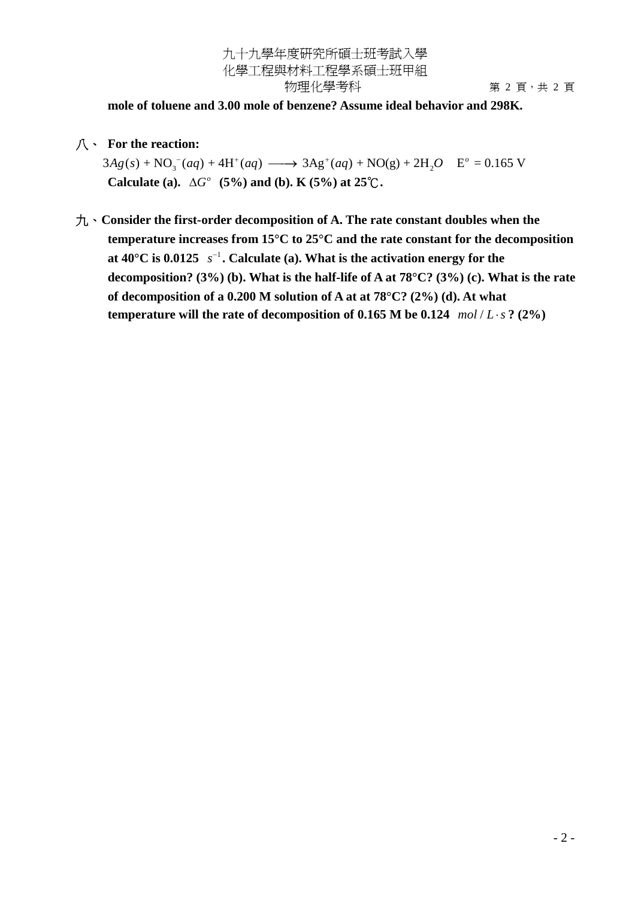**mole of toluene and 3.00 mole of benzene? Assume ideal behavior and 298K.**

八、 **For the reaction:**

$$3Ag(s) + NO_3^-(aq) + 4H^+(aq) \longrightarrow 3Ag^+(aq) + NO(g) + 2H_2O \quad E^o = 0.165\ V$$

**Calculate (a).** $\Delta G^o$ **(5%) and (b). K (5%) at 25℃.**

九、**Consider the first-order decomposition of A. The rate constant doubles when the temperature increases from 15°C to 25°C and the rate constant for the decomposition at 40°C is 0.0125** $s^{-1}$**. Calculate (a). What is the activation energy for the decomposition? (3%) (b). What is the half-life of A at 78°C? (3%) (c). What is the rate of decomposition of a 0.200 M solution of A at at 78°C? (2%) (d). At what temperature will the rate of decomposition of 0.165 M be 0.124** $mol / L \cdot s$ **? (2%)**